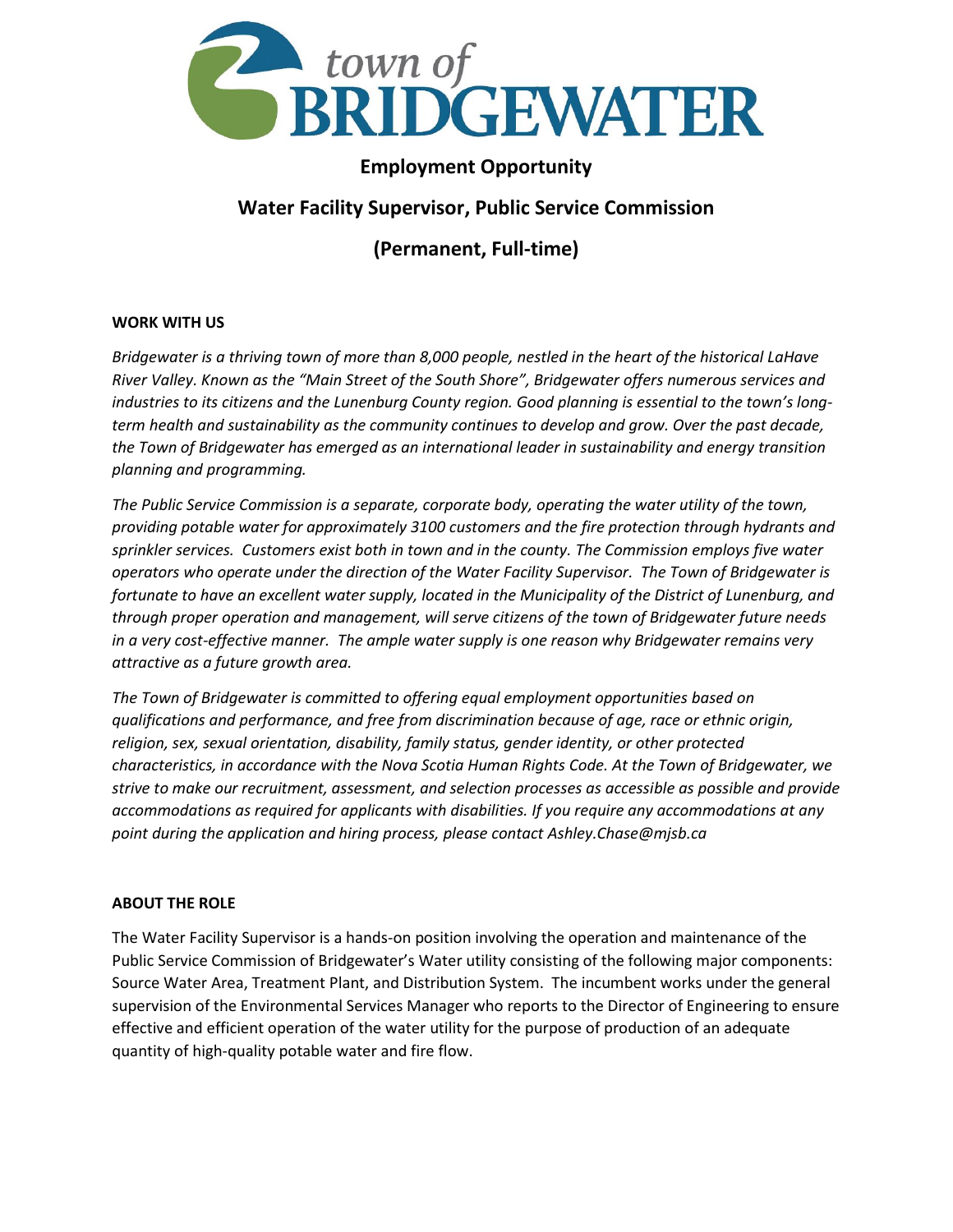# town of BRIDGEWATER

## Employment Opportunity

## Water Facility Supervisor, Public Service Commission

## (Permanent, Full-time)

**WORK WITH US**

*Bridgewater is a thriving town of more than 8,000 people, nestled in the heart of the historical LaHave River Valley. Known as the "Main Street of the South Shore", Bridgewater offers numerous services and industries to its citizens and the Lunenburg County region. Good planning is essential to the town's long-term health and sustainability as the community continues to develop and grow. Over the past decade, the Town of Bridgewater has emerged as an international leader in sustainability and energy transition planning and programming.*

*The Public Service Commission is a separate, corporate body, operating the water utility of the town, providing potable water for approximately 3100 customers and the fire protection through hydrants and sprinkler services. Customers exist both in town and in the county. The Commission employs five water operators who operate under the direction of the Water Facility Supervisor. The Town of Bridgewater is fortunate to have an excellent water supply, located in the Municipality of the District of Lunenburg, and through proper operation and management, will serve citizens of the town of Bridgewater future needs in a very cost-effective manner. The ample water supply is one reason why Bridgewater remains very attractive as a future growth area.*

*The Town of Bridgewater is committed to offering equal employment opportunities based on qualifications and performance, and free from discrimination because of age, race or ethnic origin, religion, sex, sexual orientation, disability, family status, gender identity, or other protected characteristics, in accordance with the Nova Scotia Human Rights Code. At the Town of Bridgewater, we strive to make our recruitment, assessment, and selection processes as accessible as possible and provide accommodations as required for applicants with disabilities. If you require any accommodations at any point during the application and hiring process, please contact Ashley.Chase@mjsb.ca*

**ABOUT THE ROLE**

The Water Facility Supervisor is a hands-on position involving the operation and maintenance of the Public Service Commission of Bridgewater's Water utility consisting of the following major components: Source Water Area, Treatment Plant, and Distribution System. The incumbent works under the general supervision of the Environmental Services Manager who reports to the Director of Engineering to ensure effective and efficient operation of the water utility for the purpose of production of an adequate quantity of high-quality potable water and fire flow.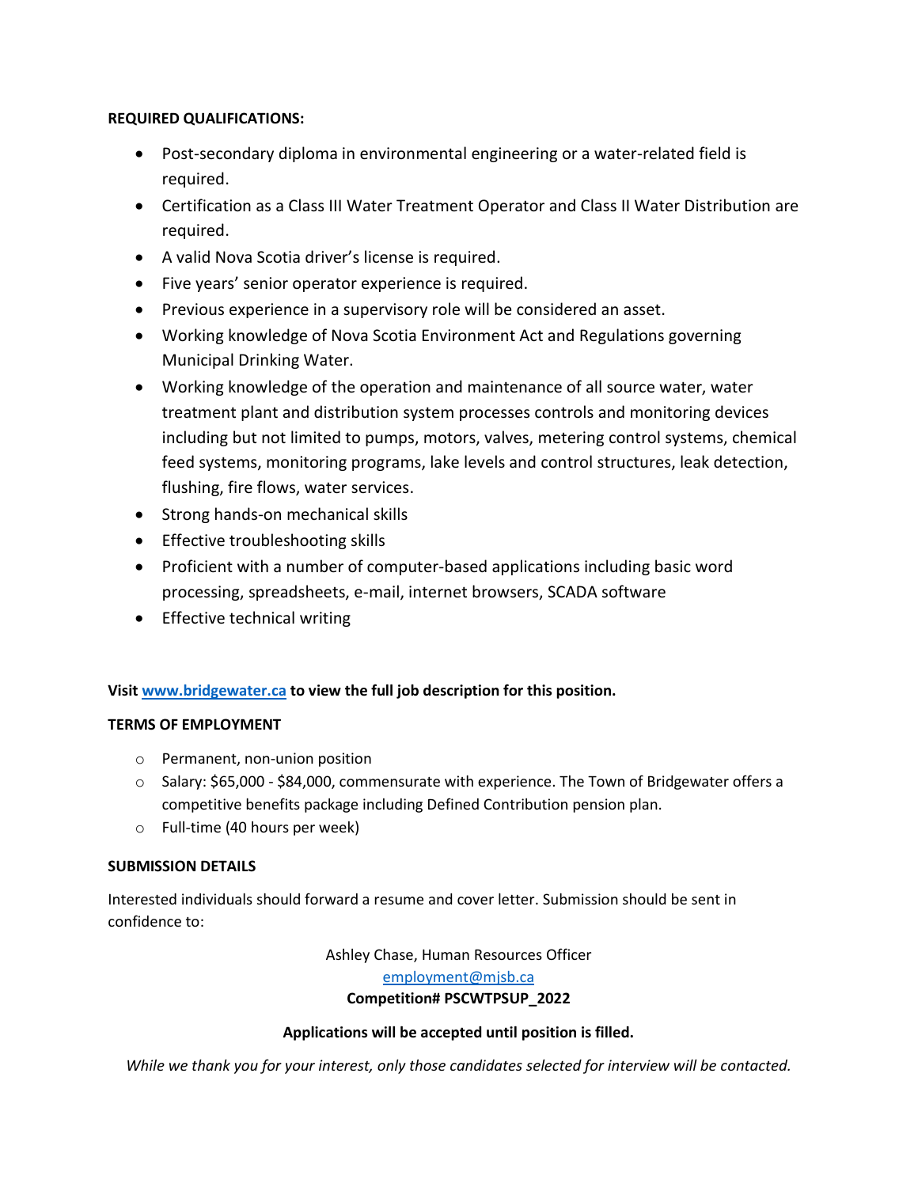**REQUIRED QUALIFICATIONS:**

- Post-secondary diploma in environmental engineering or a water-related field is required.
- Certification as a Class III Water Treatment Operator and Class II Water Distribution are required.
- A valid Nova Scotia driver's license is required.
- Five years' senior operator experience is required.
- Previous experience in a supervisory role will be considered an asset.
- Working knowledge of Nova Scotia Environment Act and Regulations governing Municipal Drinking Water.
- Working knowledge of the operation and maintenance of all source water, water treatment plant and distribution system processes controls and monitoring devices including but not limited to pumps, motors, valves, metering control systems, chemical feed systems, monitoring programs, lake levels and control structures, leak detection, flushing, fire flows, water services.
- Strong hands-on mechanical skills
- Effective troubleshooting skills
- Proficient with a number of computer-based applications including basic word processing, spreadsheets, e-mail, internet browsers, SCADA software
- Effective technical writing

**Visit [www.bridgewater.ca](http://www.bridgewater.ca) to view the full job description for this position.**

**TERMS OF EMPLOYMENT**

- Permanent, non-union position
- Salary: $65,000 - $84,000, commensurate with experience. The Town of Bridgewater offers a competitive benefits package including Defined Contribution pension plan.
- Full-time (40 hours per week)

**SUBMISSION DETAILS**

Interested individuals should forward a resume and cover letter. Submission should be sent in confidence to:

Ashley Chase, Human Resources Officer
[employment@mjsb.ca](mailto:employment@mjsb.ca)
**Competition# PSCWTPSUP_2022**

**Applications will be accepted until position is filled.**

*While we thank you for your interest, only those candidates selected for interview will be contacted.*